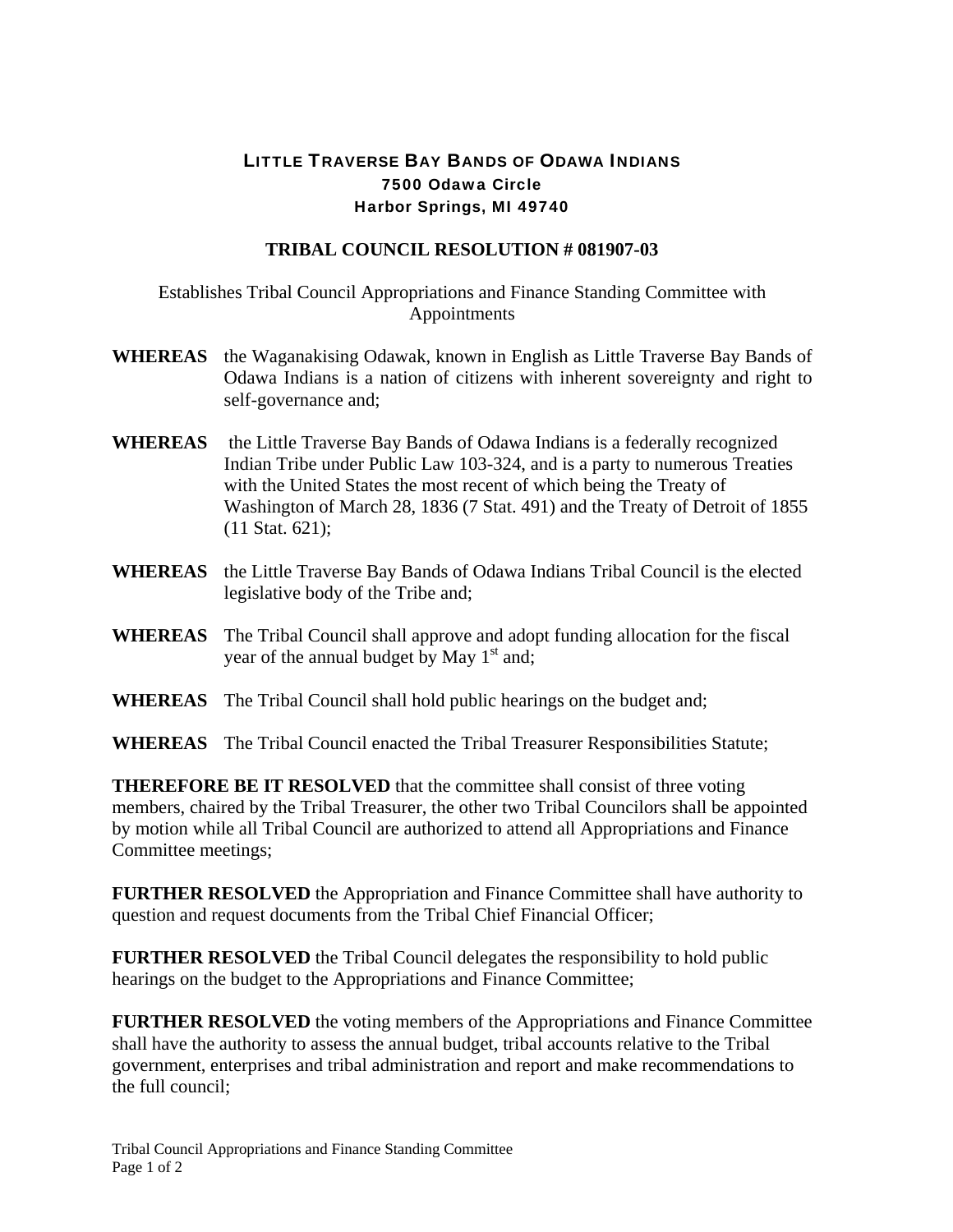# LITTLE TRAVERSE BAY BANDS OF ODAWA INDIANS

**7500 Odawa Circle**
**Harbor Springs, MI 49740**

## TRIBAL COUNCIL RESOLUTION # 081907-03

Establishes Tribal Council Appropriations and Finance Standing Committee with Appointments

**WHEREAS** the Waganakising Odawak, known in English as Little Traverse Bay Bands of Odawa Indians is a nation of citizens with inherent sovereignty and right to self-governance and;

**WHEREAS** the Little Traverse Bay Bands of Odawa Indians is a federally recognized Indian Tribe under Public Law 103-324, and is a party to numerous Treaties with the United States the most recent of which being the Treaty of Washington of March 28, 1836 (7 Stat. 491) and the Treaty of Detroit of 1855 (11 Stat. 621);

**WHEREAS** the Little Traverse Bay Bands of Odawa Indians Tribal Council is the elected legislative body of the Tribe and;

**WHEREAS** The Tribal Council shall approve and adopt funding allocation for the fiscal year of the annual budget by May 1st and;

**WHEREAS** The Tribal Council shall hold public hearings on the budget and;

**WHEREAS** The Tribal Council enacted the Tribal Treasurer Responsibilities Statute;

**THEREFORE BE IT RESOLVED** that the committee shall consist of three voting members, chaired by the Tribal Treasurer, the other two Tribal Councilors shall be appointed by motion while all Tribal Council are authorized to attend all Appropriations and Finance Committee meetings;

**FURTHER RESOLVED** the Appropriation and Finance Committee shall have authority to question and request documents from the Tribal Chief Financial Officer;

**FURTHER RESOLVED** the Tribal Council delegates the responsibility to hold public hearings on the budget to the Appropriations and Finance Committee;

**FURTHER RESOLVED** the voting members of the Appropriations and Finance Committee shall have the authority to assess the annual budget, tribal accounts relative to the Tribal government, enterprises and tribal administration and report and make recommendations to the full council;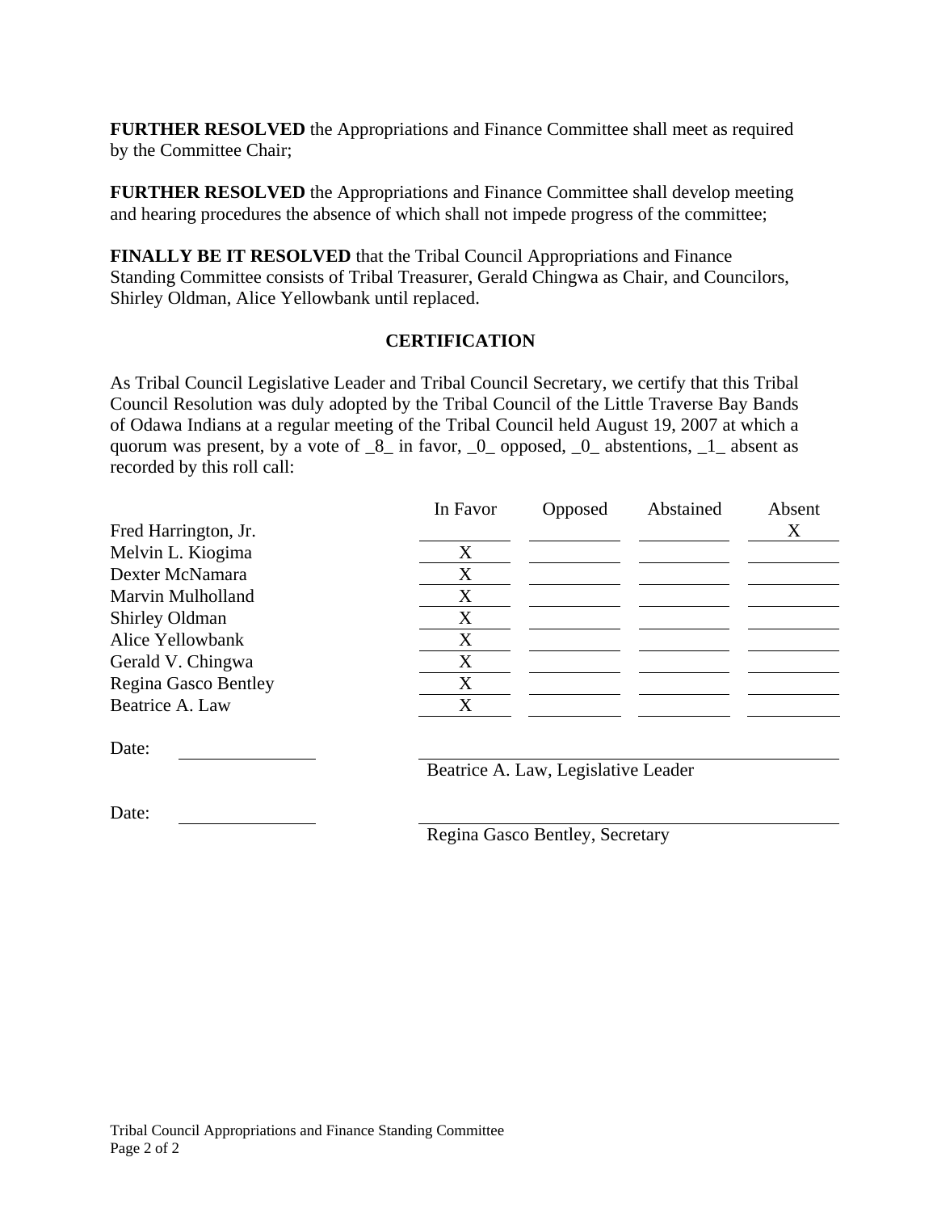**FURTHER RESOLVED** the Appropriations and Finance Committee shall meet as required by the Committee Chair;

**FURTHER RESOLVED** the Appropriations and Finance Committee shall develop meeting and hearing procedures the absence of which shall not impede progress of the committee;

**FINALLY BE IT RESOLVED** that the Tribal Council Appropriations and Finance Standing Committee consists of Tribal Treasurer, Gerald Chingwa as Chair, and Councilors, Shirley Oldman, Alice Yellowbank until replaced.

## CERTIFICATION

As Tribal Council Legislative Leader and Tribal Council Secretary, we certify that this Tribal Council Resolution was duly adopted by the Tribal Council of the Little Traverse Bay Bands of Odawa Indians at a regular meeting of the Tribal Council held August 19, 2007 at which a quorum was present, by a vote of _8_ in favor, _0_ opposed, _0_ abstentions, _1_ absent as recorded by this roll call:

| | In Favor | Opposed | Abstained | Absent |
|---|---|---|---|---|
| Fred Harrington, Jr. | | | | X |
| Melvin L. Kiogima | X | | | |
| Dexter McNamara | X | | | |
| Marvin Mulholland | X | | | |
| Shirley Oldman | X | | | |
| Alice Yellowbank | X | | | |
| Gerald V. Chingwa | X | | | |
| Regina Gasco Bentley | X | | | |
| Beatrice A. Law | X | | | |

Date: _______________ _______________________________
Beatrice A. Law, Legislative Leader

Date: _______________ _______________________________
Regina Gasco Bentley, Secretary

Tribal Council Appropriations and Finance Standing Committee